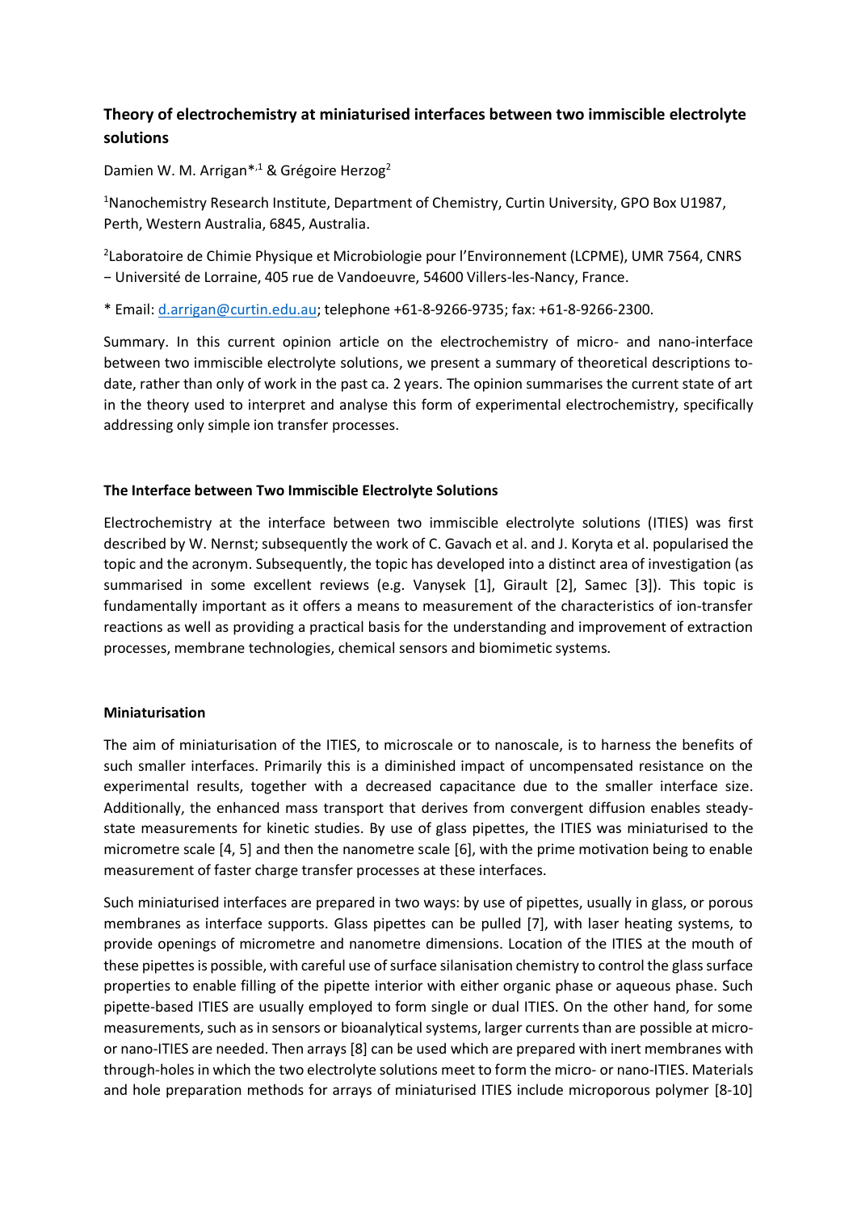# Theory of electrochemistry at miniaturised interfaces between two immiscible electrolyte solutions

Damien W. M. Arrigan*[,1] & Grégoire Herzog[2]

[1]Nanochemistry Research Institute, Department of Chemistry, Curtin University, GPO Box U1987, Perth, Western Australia, 6845, Australia.

[2]Laboratoire de Chimie Physique et Microbiologie pour l'Environnement (LCPME), UMR 7564, CNRS − Université de Lorraine, 405 rue de Vandoeuvre, 54600 Villers-les-Nancy, France.

* Email: d.arrigan@curtin.edu.au; telephone +61-8-9266-9735; fax: +61-8-9266-2300.

Summary. In this current opinion article on the electrochemistry of micro- and nano-interface between two immiscible electrolyte solutions, we present a summary of theoretical descriptions to-date, rather than only of work in the past ca. 2 years. The opinion summarises the current state of art in the theory used to interpret and analyse this form of experimental electrochemistry, specifically addressing only simple ion transfer processes.

## The Interface between Two Immiscible Electrolyte Solutions

Electrochemistry at the interface between two immiscible electrolyte solutions (ITIES) was first described by W. Nernst; subsequently the work of C. Gavach et al. and J. Koryta et al. popularised the topic and the acronym. Subsequently, the topic has developed into a distinct area of investigation (as summarised in some excellent reviews (e.g. Vanysek [1], Girault [2], Samec [3]). This topic is fundamentally important as it offers a means to measurement of the characteristics of ion-transfer reactions as well as providing a practical basis for the understanding and improvement of extraction processes, membrane technologies, chemical sensors and biomimetic systems.

## Miniaturisation

The aim of miniaturisation of the ITIES, to microscale or to nanoscale, is to harness the benefits of such smaller interfaces. Primarily this is a diminished impact of uncompensated resistance on the experimental results, together with a decreased capacitance due to the smaller interface size. Additionally, the enhanced mass transport that derives from convergent diffusion enables steady-state measurements for kinetic studies. By use of glass pipettes, the ITIES was miniaturised to the micrometre scale [4, 5] and then the nanometre scale [6], with the prime motivation being to enable measurement of faster charge transfer processes at these interfaces.

Such miniaturised interfaces are prepared in two ways: by use of pipettes, usually in glass, or porous membranes as interface supports. Glass pipettes can be pulled [7], with laser heating systems, to provide openings of micrometre and nanometre dimensions. Location of the ITIES at the mouth of these pipettes is possible, with careful use of surface silanisation chemistry to control the glass surface properties to enable filling of the pipette interior with either organic phase or aqueous phase. Such pipette-based ITIES are usually employed to form single or dual ITIES. On the other hand, for some measurements, such as in sensors or bioanalytical systems, larger currents than are possible at micro- or nano-ITIES are needed. Then arrays [8] can be used which are prepared with inert membranes with through-holes in which the two electrolyte solutions meet to form the micro- or nano-ITIES. Materials and hole preparation methods for arrays of miniaturised ITIES include microporous polymer [8-10]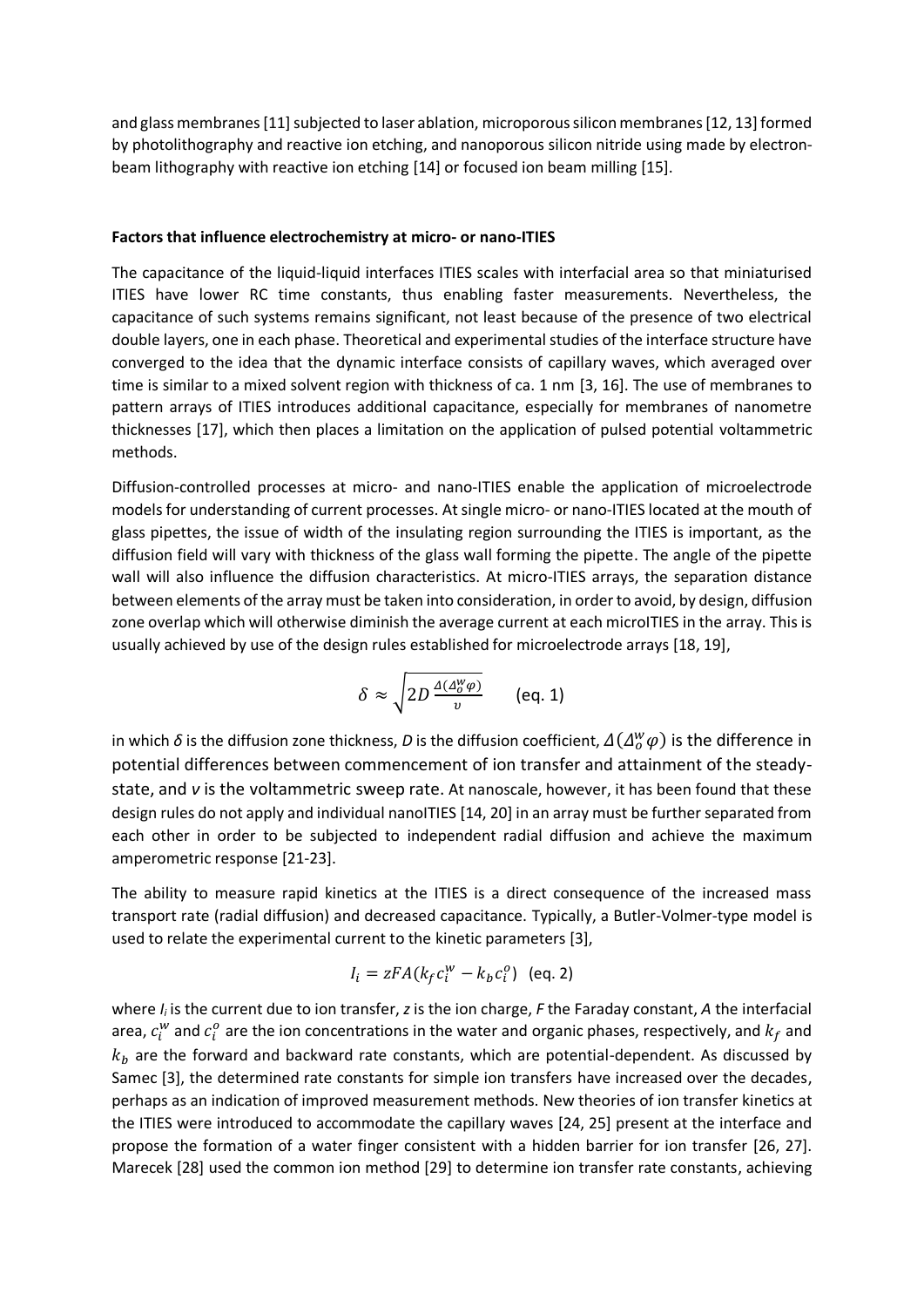and glass membranes [11] subjected to laser ablation, microporous silicon membranes [12, 13] formed by photolithography and reactive ion etching, and nanoporous silicon nitride using made by electron-beam lithography with reactive ion etching [14] or focused ion beam milling [15].

**Factors that influence electrochemistry at micro- or nano-ITIES**

The capacitance of the liquid-liquid interfaces ITIES scales with interfacial area so that miniaturised ITIES have lower RC time constants, thus enabling faster measurements. Nevertheless, the capacitance of such systems remains significant, not least because of the presence of two electrical double layers, one in each phase. Theoretical and experimental studies of the interface structure have converged to the idea that the dynamic interface consists of capillary waves, which averaged over time is similar to a mixed solvent region with thickness of ca. 1 nm [3, 16]. The use of membranes to pattern arrays of ITIES introduces additional capacitance, especially for membranes of nanometre thicknesses [17], which then places a limitation on the application of pulsed potential voltammetric methods.

Diffusion-controlled processes at micro- and nano-ITIES enable the application of microelectrode models for understanding of current processes. At single micro- or nano-ITIES located at the mouth of glass pipettes, the issue of width of the insulating region surrounding the ITIES is important, as the diffusion field will vary with thickness of the glass wall forming the pipette. The angle of the pipette wall will also influence the diffusion characteristics. At micro-ITIES arrays, the separation distance between elements of the array must be taken into consideration, in order to avoid, by design, diffusion zone overlap which will otherwise diminish the average current at each microITIES in the array. This is usually achieved by use of the design rules established for microelectrode arrays [18, 19],

$$\delta \approx \sqrt{2D\,\frac{\Delta(\Delta_o^w \varphi)}{v}} \qquad \text{(eq. 1)}$$

in which $\delta$ is the diffusion zone thickness, $D$ is the diffusion coefficient, $\Delta(\Delta_o^w \varphi)$ is the difference in potential differences between commencement of ion transfer and attainment of the steady-state, and $v$ is the voltammetric sweep rate. At nanoscale, however, it has been found that these design rules do not apply and individual nanoITIES [14, 20] in an array must be further separated from each other in order to be subjected to independent radial diffusion and achieve the maximum amperometric response [21-23].

The ability to measure rapid kinetics at the ITIES is a direct consequence of the increased mass transport rate (radial diffusion) and decreased capacitance. Typically, a Butler-Volmer-type model is used to relate the experimental current to the kinetic parameters [3],

$$I_i = zFA(k_f c_i^w - k_b c_i^o) \quad \text{(eq. 2)}$$

where $I_i$ is the current due to ion transfer, $z$ is the ion charge, $F$ the Faraday constant, $A$ the interfacial area, $c_i^w$ and $c_i^o$ are the ion concentrations in the water and organic phases, respectively, and $k_f$ and $k_b$ are the forward and backward rate constants, which are potential-dependent. As discussed by Samec [3], the determined rate constants for simple ion transfers have increased over the decades, perhaps as an indication of improved measurement methods. New theories of ion transfer kinetics at the ITIES were introduced to accommodate the capillary waves [24, 25] present at the interface and propose the formation of a water finger consistent with a hidden barrier for ion transfer [26, 27]. Marecek [28] used the common ion method [29] to determine ion transfer rate constants, achieving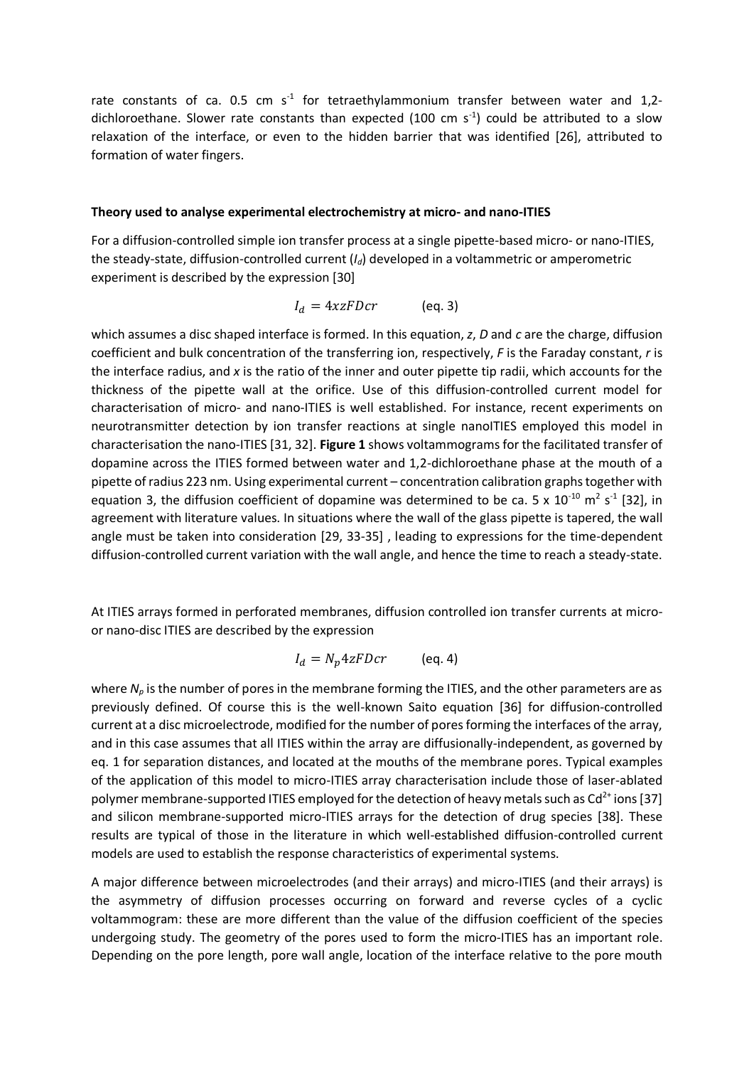rate constants of ca. 0.5 cm $s^{-1}$ for tetraethylammonium transfer between water and 1,2-dichloroethane. Slower rate constants than expected (100 cm $s^{-1}$) could be attributed to a slow relaxation of the interface, or even to the hidden barrier that was identified [26], attributed to formation of water fingers.

**Theory used to analyse experimental electrochemistry at micro- and nano-ITIES**

For a diffusion-controlled simple ion transfer process at a single pipette-based micro- or nano-ITIES, the steady-state, diffusion-controlled current ($I_d$) developed in a voltammetric or amperometric experiment is described by the expression [30]

$$I_d = 4xzFDcr \qquad \text{(eq. 3)}$$

which assumes a disc shaped interface is formed. In this equation, $z$, $D$ and $c$ are the charge, diffusion coefficient and bulk concentration of the transferring ion, respectively, $F$ is the Faraday constant, $r$ is the interface radius, and $x$ is the ratio of the inner and outer pipette tip radii, which accounts for the thickness of the pipette wall at the orifice. Use of this diffusion-controlled current model for characterisation of micro- and nano-ITIES is well established. For instance, recent experiments on neurotransmitter detection by ion transfer reactions at single nanoITIES employed this model in characterisation the nano-ITIES [31, 32]. **Figure 1** shows voltammograms for the facilitated transfer of dopamine across the ITIES formed between water and 1,2-dichloroethane phase at the mouth of a pipette of radius 223 nm. Using experimental current – concentration calibration graphs together with equation 3, the diffusion coefficient of dopamine was determined to be ca. $5 \times 10^{-10}$ $m^2$ $s^{-1}$ [32], in agreement with literature values. In situations where the wall of the glass pipette is tapered, the wall angle must be taken into consideration [29, 33-35] , leading to expressions for the time-dependent diffusion-controlled current variation with the wall angle, and hence the time to reach a steady-state.

At ITIES arrays formed in perforated membranes, diffusion controlled ion transfer currents at micro- or nano-disc ITIES are described by the expression

$$I_d = N_p 4zFDcr \qquad \text{(eq. 4)}$$

where $N_p$ is the number of pores in the membrane forming the ITIES, and the other parameters are as previously defined. Of course this is the well-known Saito equation [36] for diffusion-controlled current at a disc microelectrode, modified for the number of pores forming the interfaces of the array, and in this case assumes that all ITIES within the array are diffusionally-independent, as governed by eq. 1 for separation distances, and located at the mouths of the membrane pores. Typical examples of the application of this model to micro-ITIES array characterisation include those of laser-ablated polymer membrane-supported ITIES employed for the detection of heavy metals such as $Cd^{2+}$ ions [37] and silicon membrane-supported micro-ITIES arrays for the detection of drug species [38]. These results are typical of those in the literature in which well-established diffusion-controlled current models are used to establish the response characteristics of experimental systems.

A major difference between microelectrodes (and their arrays) and micro-ITIES (and their arrays) is the asymmetry of diffusion processes occurring on forward and reverse cycles of a cyclic voltammogram: these are more different than the value of the diffusion coefficient of the species undergoing study. The geometry of the pores used to form the micro-ITIES has an important role. Depending on the pore length, pore wall angle, location of the interface relative to the pore mouth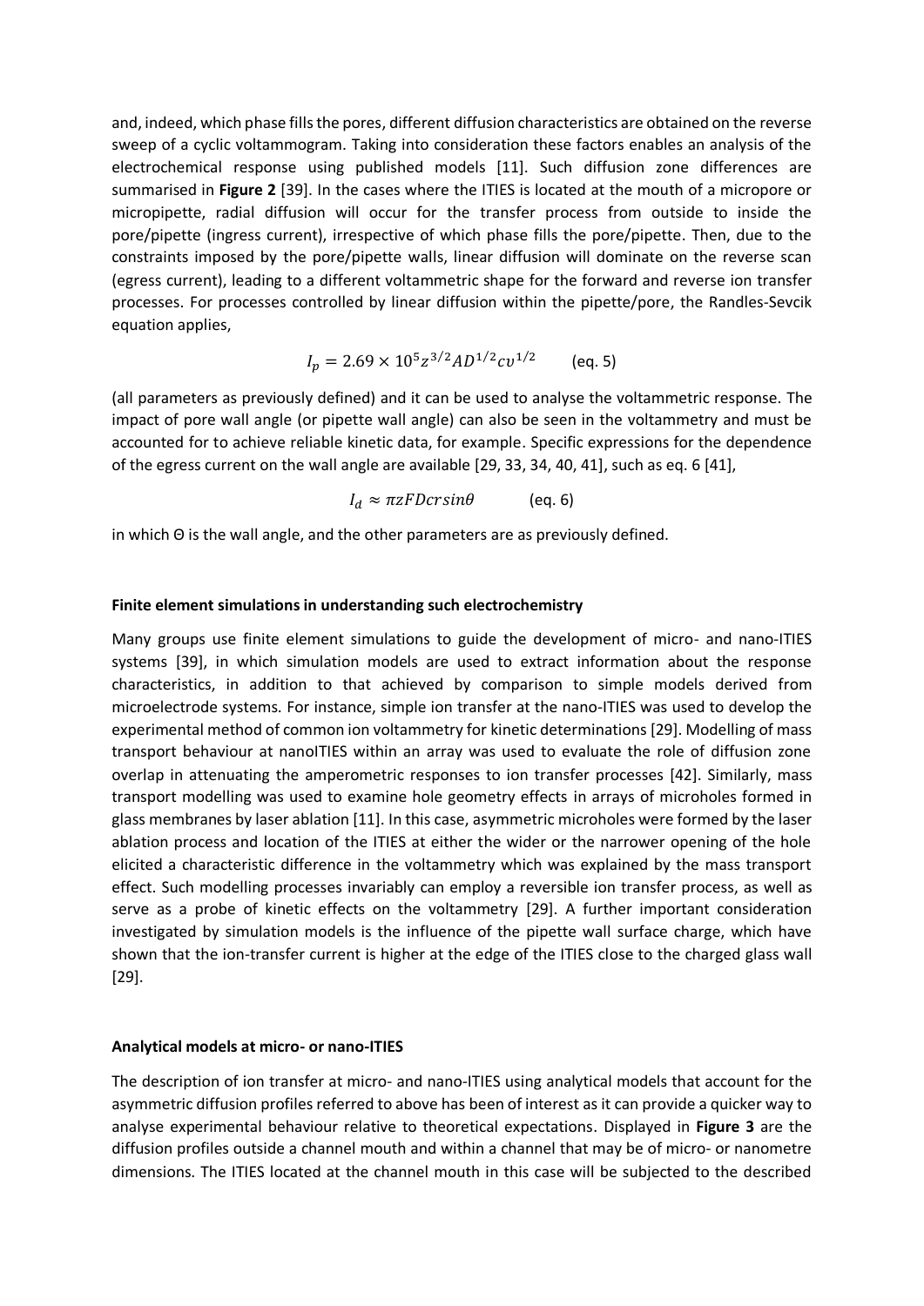and, indeed, which phase fills the pores, different diffusion characteristics are obtained on the reverse sweep of a cyclic voltammogram. Taking into consideration these factors enables an analysis of the electrochemical response using published models [11]. Such diffusion zone differences are summarised in **Figure 2** [39]. In the cases where the ITIES is located at the mouth of a micropore or micropipette, radial diffusion will occur for the transfer process from outside to inside the pore/pipette (ingress current), irrespective of which phase fills the pore/pipette. Then, due to the constraints imposed by the pore/pipette walls, linear diffusion will dominate on the reverse scan (egress current), leading to a different voltammetric shape for the forward and reverse ion transfer processes. For processes controlled by linear diffusion within the pipette/pore, the Randles-Sevcik equation applies,

$$I_p = 2.69 \times 10^5 z^{3/2} A D^{1/2} c v^{1/2} \qquad \text{(eq. 5)}$$

(all parameters as previously defined) and it can be used to analyse the voltammetric response. The impact of pore wall angle (or pipette wall angle) can also be seen in the voltammetry and must be accounted for to achieve reliable kinetic data, for example. Specific expressions for the dependence of the egress current on the wall angle are available [29, 33, 34, 40, 41], such as eq. 6 [41],

$$I_d \approx \pi z F D c r \sin\theta \qquad \text{(eq. 6)}$$

in which $\Theta$ is the wall angle, and the other parameters are as previously defined.

**Finite element simulations in understanding such electrochemistry**

Many groups use finite element simulations to guide the development of micro- and nano-ITIES systems [39], in which simulation models are used to extract information about the response characteristics, in addition to that achieved by comparison to simple models derived from microelectrode systems. For instance, simple ion transfer at the nano-ITIES was used to develop the experimental method of common ion voltammetry for kinetic determinations [29]. Modelling of mass transport behaviour at nanoITIES within an array was used to evaluate the role of diffusion zone overlap in attenuating the amperometric responses to ion transfer processes [42]. Similarly, mass transport modelling was used to examine hole geometry effects in arrays of microholes formed in glass membranes by laser ablation [11]. In this case, asymmetric microholes were formed by the laser ablation process and location of the ITIES at either the wider or the narrower opening of the hole elicited a characteristic difference in the voltammetry which was explained by the mass transport effect. Such modelling processes invariably can employ a reversible ion transfer process, as well as serve as a probe of kinetic effects on the voltammetry [29]. A further important consideration investigated by simulation models is the influence of the pipette wall surface charge, which have shown that the ion-transfer current is higher at the edge of the ITIES close to the charged glass wall [29].

**Analytical models at micro- or nano-ITIES**

The description of ion transfer at micro- and nano-ITIES using analytical models that account for the asymmetric diffusion profiles referred to above has been of interest as it can provide a quicker way to analyse experimental behaviour relative to theoretical expectations. Displayed in **Figure 3** are the diffusion profiles outside a channel mouth and within a channel that may be of micro- or nanometre dimensions. The ITIES located at the channel mouth in this case will be subjected to the described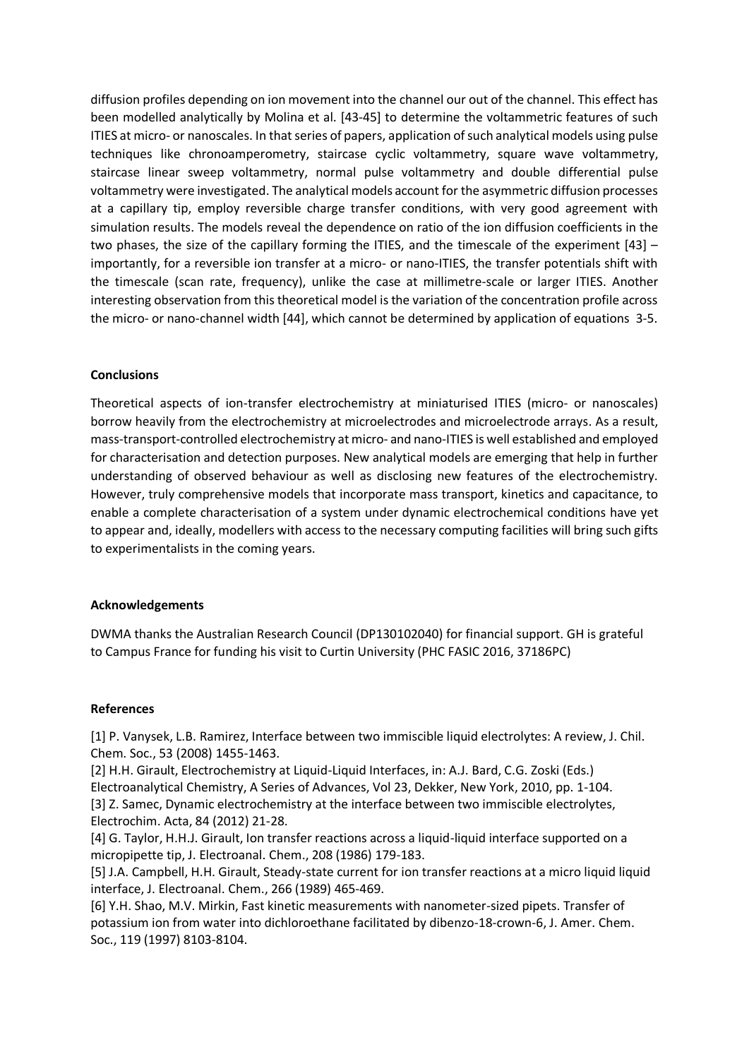diffusion profiles depending on ion movement into the channel our out of the channel. This effect has been modelled analytically by Molina et al. [43-45] to determine the voltammetric features of such ITIES at micro- or nanoscales. In that series of papers, application of such analytical models using pulse techniques like chronoamperometry, staircase cyclic voltammetry, square wave voltammetry, staircase linear sweep voltammetry, normal pulse voltammetry and double differential pulse voltammetry were investigated. The analytical models account for the asymmetric diffusion processes at a capillary tip, employ reversible charge transfer conditions, with very good agreement with simulation results. The models reveal the dependence on ratio of the ion diffusion coefficients in the two phases, the size of the capillary forming the ITIES, and the timescale of the experiment [43] – importantly, for a reversible ion transfer at a micro- or nano-ITIES, the transfer potentials shift with the timescale (scan rate, frequency), unlike the case at millimetre-scale or larger ITIES. Another interesting observation from this theoretical model is the variation of the concentration profile across the micro- or nano-channel width [44], which cannot be determined by application of equations 3-5.

**Conclusions**

Theoretical aspects of ion-transfer electrochemistry at miniaturised ITIES (micro- or nanoscales) borrow heavily from the electrochemistry at microelectrodes and microelectrode arrays. As a result, mass-transport-controlled electrochemistry at micro- and nano-ITIES is well established and employed for characterisation and detection purposes. New analytical models are emerging that help in further understanding of observed behaviour as well as disclosing new features of the electrochemistry. However, truly comprehensive models that incorporate mass transport, kinetics and capacitance, to enable a complete characterisation of a system under dynamic electrochemical conditions have yet to appear and, ideally, modellers with access to the necessary computing facilities will bring such gifts to experimentalists in the coming years.

**Acknowledgements**

DWMA thanks the Australian Research Council (DP130102040) for financial support. GH is grateful to Campus France for funding his visit to Curtin University (PHC FASIC 2016, 37186PC)

**References**

[1] P. Vanysek, L.B. Ramirez, Interface between two immiscible liquid electrolytes: A review, J. Chil. Chem. Soc., 53 (2008) 1455-1463.
[2] H.H. Girault, Electrochemistry at Liquid-Liquid Interfaces, in: A.J. Bard, C.G. Zoski (Eds.) Electroanalytical Chemistry, A Series of Advances, Vol 23, Dekker, New York, 2010, pp. 1-104.
[3] Z. Samec, Dynamic electrochemistry at the interface between two immiscible electrolytes, Electrochim. Acta, 84 (2012) 21-28.
[4] G. Taylor, H.H.J. Girault, Ion transfer reactions across a liquid-liquid interface supported on a micropipette tip, J. Electroanal. Chem., 208 (1986) 179-183.
[5] J.A. Campbell, H.H. Girault, Steady-state current for ion transfer reactions at a micro liquid liquid interface, J. Electroanal. Chem., 266 (1989) 465-469.
[6] Y.H. Shao, M.V. Mirkin, Fast kinetic measurements with nanometer-sized pipets. Transfer of potassium ion from water into dichloroethane facilitated by dibenzo-18-crown-6, J. Amer. Chem. Soc., 119 (1997) 8103-8104.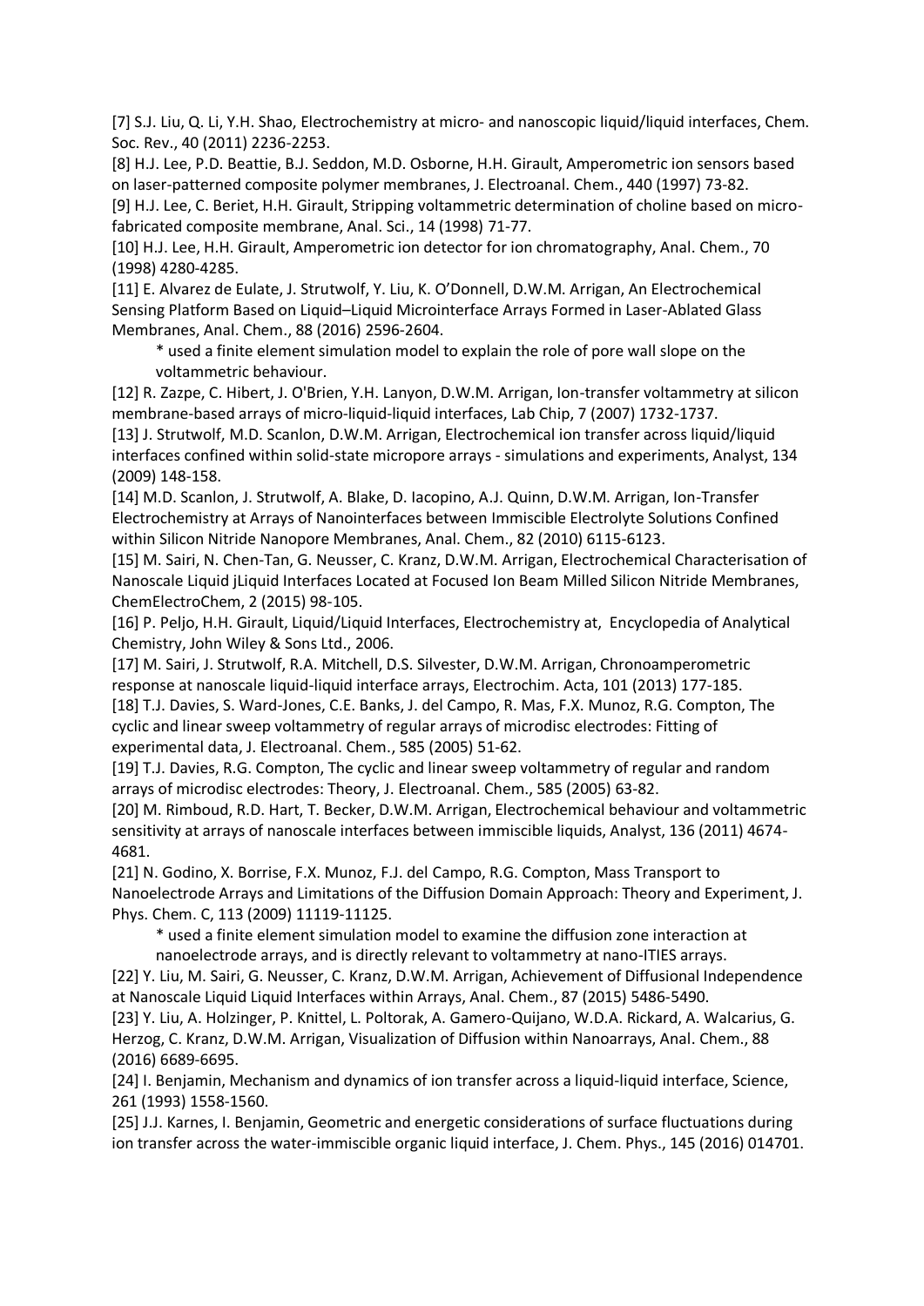[7] S.J. Liu, Q. Li, Y.H. Shao, Electrochemistry at micro- and nanoscopic liquid/liquid interfaces, Chem. Soc. Rev., 40 (2011) 2236-2253.

[8] H.J. Lee, P.D. Beattie, B.J. Seddon, M.D. Osborne, H.H. Girault, Amperometric ion sensors based on laser-patterned composite polymer membranes, J. Electroanal. Chem., 440 (1997) 73-82.

[9] H.J. Lee, C. Beriet, H.H. Girault, Stripping voltammetric determination of choline based on micro-fabricated composite membrane, Anal. Sci., 14 (1998) 71-77.

[10] H.J. Lee, H.H. Girault, Amperometric ion detector for ion chromatography, Anal. Chem., 70 (1998) 4280-4285.

[11] E. Alvarez de Eulate, J. Strutwolf, Y. Liu, K. O'Donnell, D.W.M. Arrigan, An Electrochemical Sensing Platform Based on Liquid–Liquid Microinterface Arrays Formed in Laser-Ablated Glass Membranes, Anal. Chem., 88 (2016) 2596-2604.

  * used a finite element simulation model to explain the role of pore wall slope on the voltammetric behaviour.

[12] R. Zazpe, C. Hibert, J. O'Brien, Y.H. Lanyon, D.W.M. Arrigan, Ion-transfer voltammetry at silicon membrane-based arrays of micro-liquid-liquid interfaces, Lab Chip, 7 (2007) 1732-1737.

[13] J. Strutwolf, M.D. Scanlon, D.W.M. Arrigan, Electrochemical ion transfer across liquid/liquid interfaces confined within solid-state micropore arrays - simulations and experiments, Analyst, 134 (2009) 148-158.

[14] M.D. Scanlon, J. Strutwolf, A. Blake, D. Iacopino, A.J. Quinn, D.W.M. Arrigan, Ion-Transfer Electrochemistry at Arrays of Nanointerfaces between Immiscible Electrolyte Solutions Confined within Silicon Nitride Nanopore Membranes, Anal. Chem., 82 (2010) 6115-6123.

[15] M. Sairi, N. Chen-Tan, G. Neusser, C. Kranz, D.W.M. Arrigan, Electrochemical Characterisation of Nanoscale Liquid jLiquid Interfaces Located at Focused Ion Beam Milled Silicon Nitride Membranes, ChemElectroChem, 2 (2015) 98-105.

[16] P. Peljo, H.H. Girault, Liquid/Liquid Interfaces, Electrochemistry at, Encyclopedia of Analytical Chemistry, John Wiley & Sons Ltd., 2006.

[17] M. Sairi, J. Strutwolf, R.A. Mitchell, D.S. Silvester, D.W.M. Arrigan, Chronoamperometric response at nanoscale liquid-liquid interface arrays, Electrochim. Acta, 101 (2013) 177-185.

[18] T.J. Davies, S. Ward-Jones, C.E. Banks, J. del Campo, R. Mas, F.X. Munoz, R.G. Compton, The cyclic and linear sweep voltammetry of regular arrays of microdisc electrodes: Fitting of experimental data, J. Electroanal. Chem., 585 (2005) 51-62.

[19] T.J. Davies, R.G. Compton, The cyclic and linear sweep voltammetry of regular and random arrays of microdisc electrodes: Theory, J. Electroanal. Chem., 585 (2005) 63-82.

[20] M. Rimboud, R.D. Hart, T. Becker, D.W.M. Arrigan, Electrochemical behaviour and voltammetric sensitivity at arrays of nanoscale interfaces between immiscible liquids, Analyst, 136 (2011) 4674-4681.

[21] N. Godino, X. Borrise, F.X. Munoz, F.J. del Campo, R.G. Compton, Mass Transport to Nanoelectrode Arrays and Limitations of the Diffusion Domain Approach: Theory and Experiment, J. Phys. Chem. C, 113 (2009) 11119-11125.

  * used a finite element simulation model to examine the diffusion zone interaction at nanoelectrode arrays, and is directly relevant to voltammetry at nano-ITIES arrays.

[22] Y. Liu, M. Sairi, G. Neusser, C. Kranz, D.W.M. Arrigan, Achievement of Diffusional Independence at Nanoscale Liquid Liquid Interfaces within Arrays, Anal. Chem., 87 (2015) 5486-5490.

[23] Y. Liu, A. Holzinger, P. Knittel, L. Poltorak, A. Gamero-Quijano, W.D.A. Rickard, A. Walcarius, G. Herzog, C. Kranz, D.W.M. Arrigan, Visualization of Diffusion within Nanoarrays, Anal. Chem., 88 (2016) 6689-6695.

[24] I. Benjamin, Mechanism and dynamics of ion transfer across a liquid-liquid interface, Science, 261 (1993) 1558-1560.

[25] J.J. Karnes, I. Benjamin, Geometric and energetic considerations of surface fluctuations during ion transfer across the water-immiscible organic liquid interface, J. Chem. Phys., 145 (2016) 014701.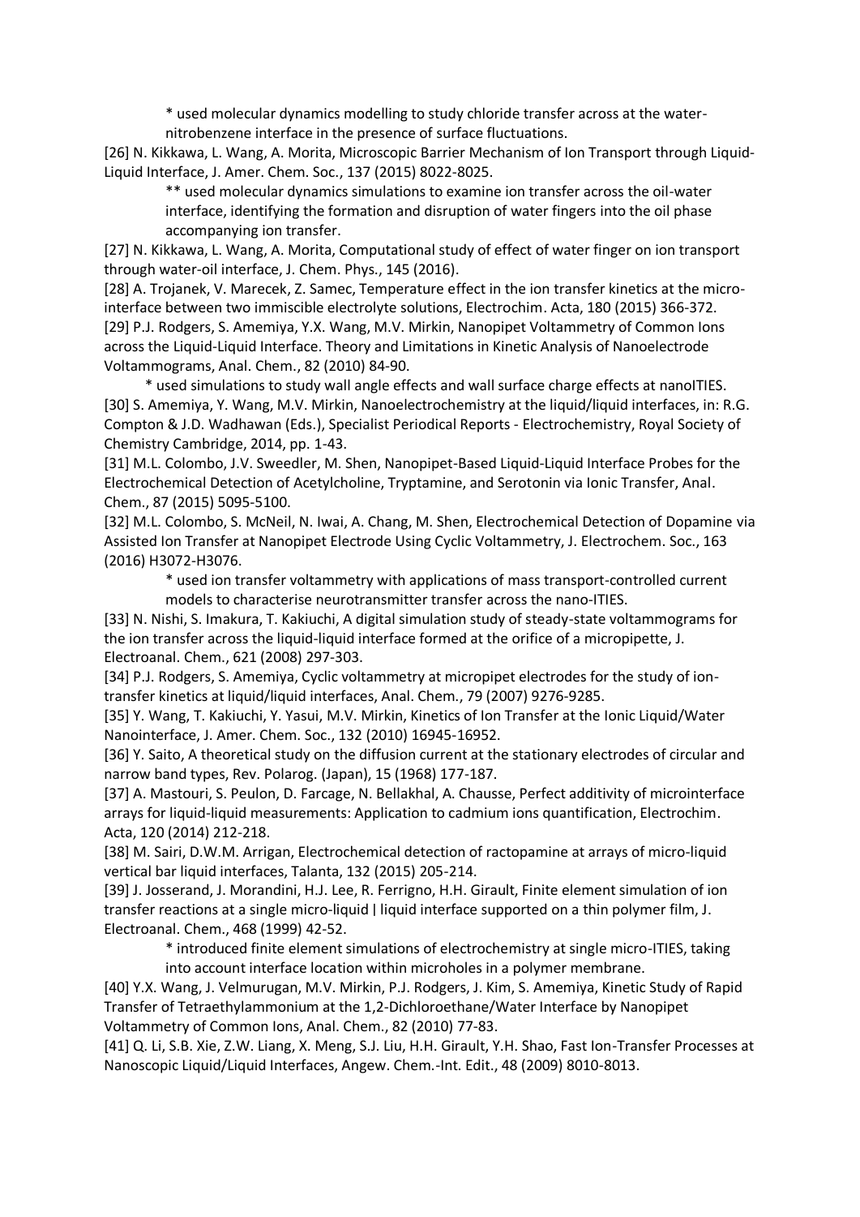* used molecular dynamics modelling to study chloride transfer across at the water-nitrobenzene interface in the presence of surface fluctuations.

[26] N. Kikkawa, L. Wang, A. Morita, Microscopic Barrier Mechanism of Ion Transport through Liquid-Liquid Interface, J. Amer. Chem. Soc., 137 (2015) 8022-8025.

** used molecular dynamics simulations to examine ion transfer across the oil-water interface, identifying the formation and disruption of water fingers into the oil phase accompanying ion transfer.

[27] N. Kikkawa, L. Wang, A. Morita, Computational study of effect of water finger on ion transport through water-oil interface, J. Chem. Phys., 145 (2016).

[28] A. Trojanek, V. Marecek, Z. Samec, Temperature effect in the ion transfer kinetics at the micro-interface between two immiscible electrolyte solutions, Electrochim. Acta, 180 (2015) 366-372.

[29] P.J. Rodgers, S. Amemiya, Y.X. Wang, M.V. Mirkin, Nanopipet Voltammetry of Common Ions across the Liquid-Liquid Interface. Theory and Limitations in Kinetic Analysis of Nanoelectrode Voltammograms, Anal. Chem., 82 (2010) 84-90.

* used simulations to study wall angle effects and wall surface charge effects at nanoITIES.

[30] S. Amemiya, Y. Wang, M.V. Mirkin, Nanoelectrochemistry at the liquid/liquid interfaces, in: R.G. Compton & J.D. Wadhawan (Eds.), Specialist Periodical Reports - Electrochemistry, Royal Society of Chemistry Cambridge, 2014, pp. 1-43.

[31] M.L. Colombo, J.V. Sweedler, M. Shen, Nanopipet-Based Liquid-Liquid Interface Probes for the Electrochemical Detection of Acetylcholine, Tryptamine, and Serotonin via Ionic Transfer, Anal. Chem., 87 (2015) 5095-5100.

[32] M.L. Colombo, S. McNeil, N. Iwai, A. Chang, M. Shen, Electrochemical Detection of Dopamine via Assisted Ion Transfer at Nanopipet Electrode Using Cyclic Voltammetry, J. Electrochem. Soc., 163 (2016) H3072-H3076.

* used ion transfer voltammetry with applications of mass transport-controlled current models to characterise neurotransmitter transfer across the nano-ITIES.

[33] N. Nishi, S. Imakura, T. Kakiuchi, A digital simulation study of steady-state voltammograms for the ion transfer across the liquid-liquid interface formed at the orifice of a micropipette, J. Electroanal. Chem., 621 (2008) 297-303.

[34] P.J. Rodgers, S. Amemiya, Cyclic voltammetry at micropipet electrodes for the study of ion-transfer kinetics at liquid/liquid interfaces, Anal. Chem., 79 (2007) 9276-9285.

[35] Y. Wang, T. Kakiuchi, Y. Yasui, M.V. Mirkin, Kinetics of Ion Transfer at the Ionic Liquid/Water Nanointerface, J. Amer. Chem. Soc., 132 (2010) 16945-16952.

[36] Y. Saito, A theoretical study on the diffusion current at the stationary electrodes of circular and narrow band types, Rev. Polarog. (Japan), 15 (1968) 177-187.

[37] A. Mastouri, S. Peulon, D. Farcage, N. Bellakhal, A. Chausse, Perfect additivity of microinterface arrays for liquid-liquid measurements: Application to cadmium ions quantification, Electrochim. Acta, 120 (2014) 212-218.

[38] M. Sairi, D.W.M. Arrigan, Electrochemical detection of ractopamine at arrays of micro-liquid vertical bar liquid interfaces, Talanta, 132 (2015) 205-214.

[39] J. Josserand, J. Morandini, H.J. Lee, R. Ferrigno, H.H. Girault, Finite element simulation of ion transfer reactions at a single micro-liquid | liquid interface supported on a thin polymer film, J. Electroanal. Chem., 468 (1999) 42-52.

* introduced finite element simulations of electrochemistry at single micro-ITIES, taking into account interface location within microholes in a polymer membrane.

[40] Y.X. Wang, J. Velmurugan, M.V. Mirkin, P.J. Rodgers, J. Kim, S. Amemiya, Kinetic Study of Rapid Transfer of Tetraethylammonium at the 1,2-Dichloroethane/Water Interface by Nanopipet Voltammetry of Common Ions, Anal. Chem., 82 (2010) 77-83.

[41] Q. Li, S.B. Xie, Z.W. Liang, X. Meng, S.J. Liu, H.H. Girault, Y.H. Shao, Fast Ion-Transfer Processes at Nanoscopic Liquid/Liquid Interfaces, Angew. Chem.-Int. Edit., 48 (2009) 8010-8013.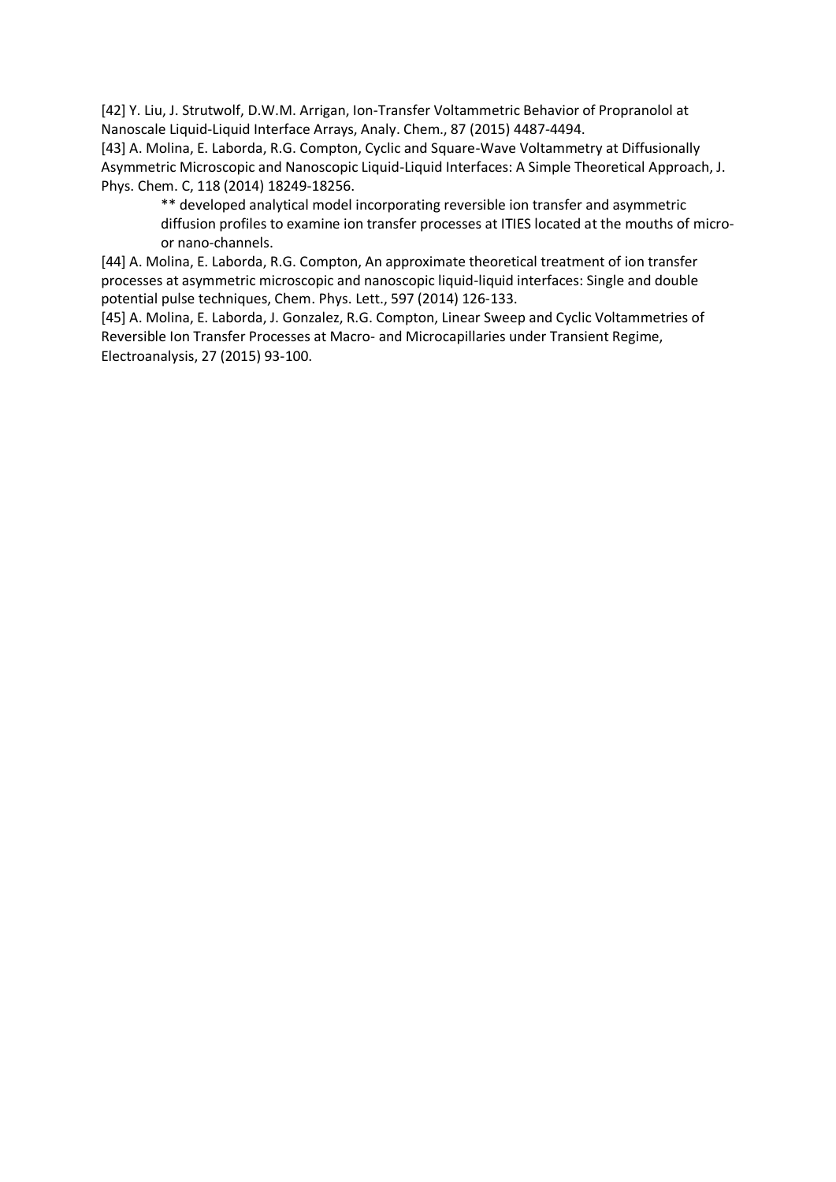[42] Y. Liu, J. Strutwolf, D.W.M. Arrigan, Ion-Transfer Voltammetric Behavior of Propranolol at Nanoscale Liquid-Liquid Interface Arrays, Analy. Chem., 87 (2015) 4487-4494.

[43] A. Molina, E. Laborda, R.G. Compton, Cyclic and Square-Wave Voltammetry at Diffusionally Asymmetric Microscopic and Nanoscopic Liquid-Liquid Interfaces: A Simple Theoretical Approach, J. Phys. Chem. C, 118 (2014) 18249-18256.

> ** developed analytical model incorporating reversible ion transfer and asymmetric diffusion profiles to examine ion transfer processes at ITIES located at the mouths of micro- or nano-channels.

[44] A. Molina, E. Laborda, R.G. Compton, An approximate theoretical treatment of ion transfer processes at asymmetric microscopic and nanoscopic liquid-liquid interfaces: Single and double potential pulse techniques, Chem. Phys. Lett., 597 (2014) 126-133.

[45] A. Molina, E. Laborda, J. Gonzalez, R.G. Compton, Linear Sweep and Cyclic Voltammetries of Reversible Ion Transfer Processes at Macro- and Microcapillaries under Transient Regime, Electroanalysis, 27 (2015) 93-100.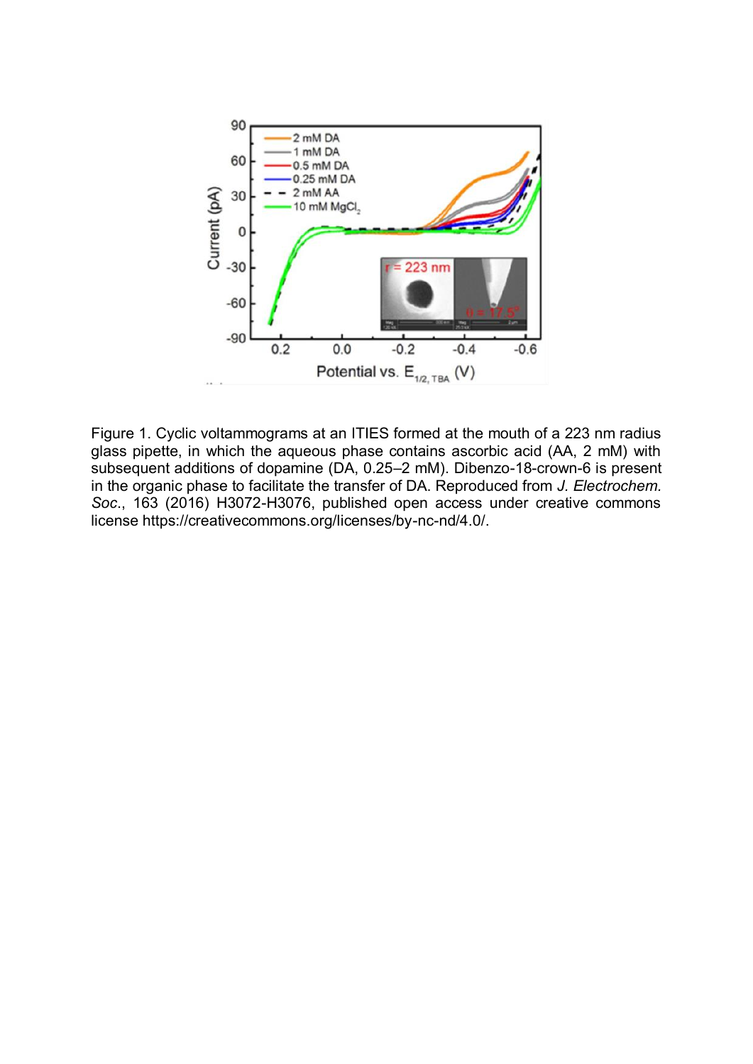90
60
30
0
-30
-60
-90

Current (pA)

0.2 0.0 -0.2 -0.4 -0.6

Potential vs. $E_{1/2, TBA}$ (V)

2 mM DA
1 mM DA
0.5 mM DA
0.25 mM DA
2 mM AA
10 mM $MgCl_2$

r = 223 nm

θ = 17.5°

Figure 1. Cyclic voltammograms at an ITIES formed at the mouth of a 223 nm radius glass pipette, in which the aqueous phase contains ascorbic acid (AA, 2 mM) with subsequent additions of dopamine (DA, 0.25–2 mM). Dibenzo-18-crown-6 is present in the organic phase to facilitate the transfer of DA. Reproduced from *J. Electrochem. Soc.*, 163 (2016) H3072-H3076, published open access under creative commons license https://creativecommons.org/licenses/by-nc-nd/4.0/.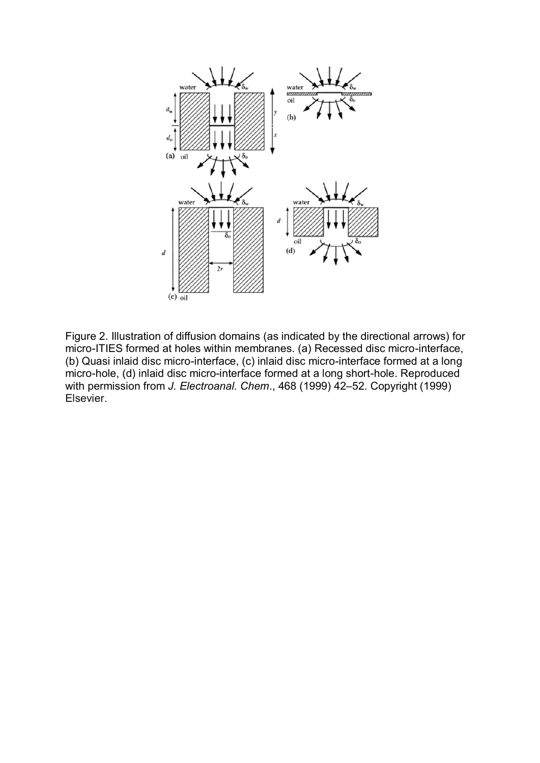Figure 2. Illustration of diffusion domains (as indicated by the directional arrows) for micro-ITIES formed at holes within membranes. (a) Recessed disc micro-interface, (b) Quasi inlaid disc micro-interface, (c) inlaid disc micro-interface formed at a long micro-hole, (d) inlaid disc micro-interface formed at a long short-hole. Reproduced with permission from *J. Electroanal. Chem*., 468 (1999) 42–52. Copyright (1999) Elsevier.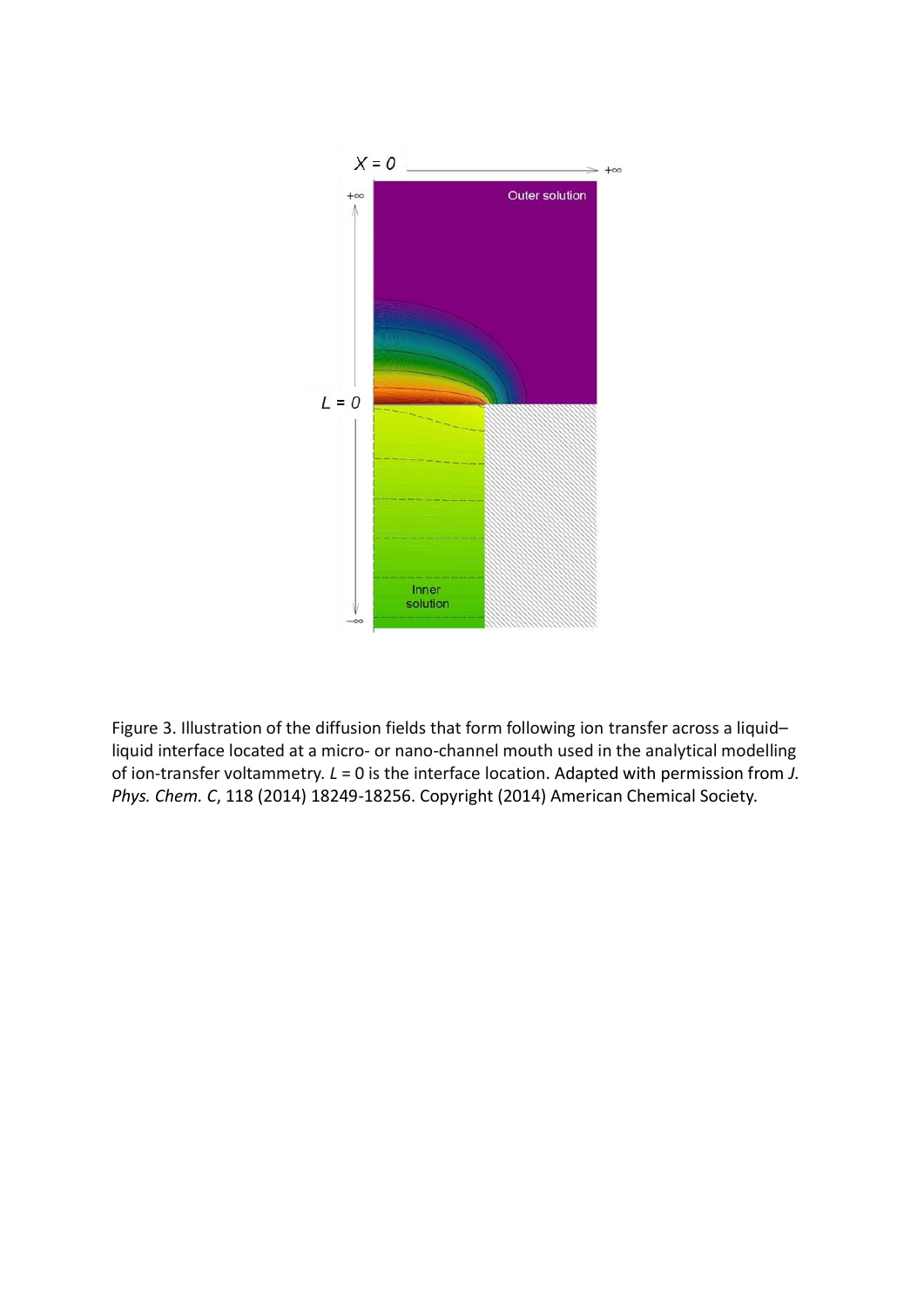X = 0

+∞

Outer solution

+∞

L = 0

Inner solution

−∞

Figure 3. Illustration of the diffusion fields that form following ion transfer across a liquid–liquid interface located at a micro- or nano-channel mouth used in the analytical modelling of ion-transfer voltammetry. $L = 0$ is the interface location. Adapted with permission from *J. Phys. Chem. C*, 118 (2014) 18249-18256. Copyright (2014) American Chemical Society.